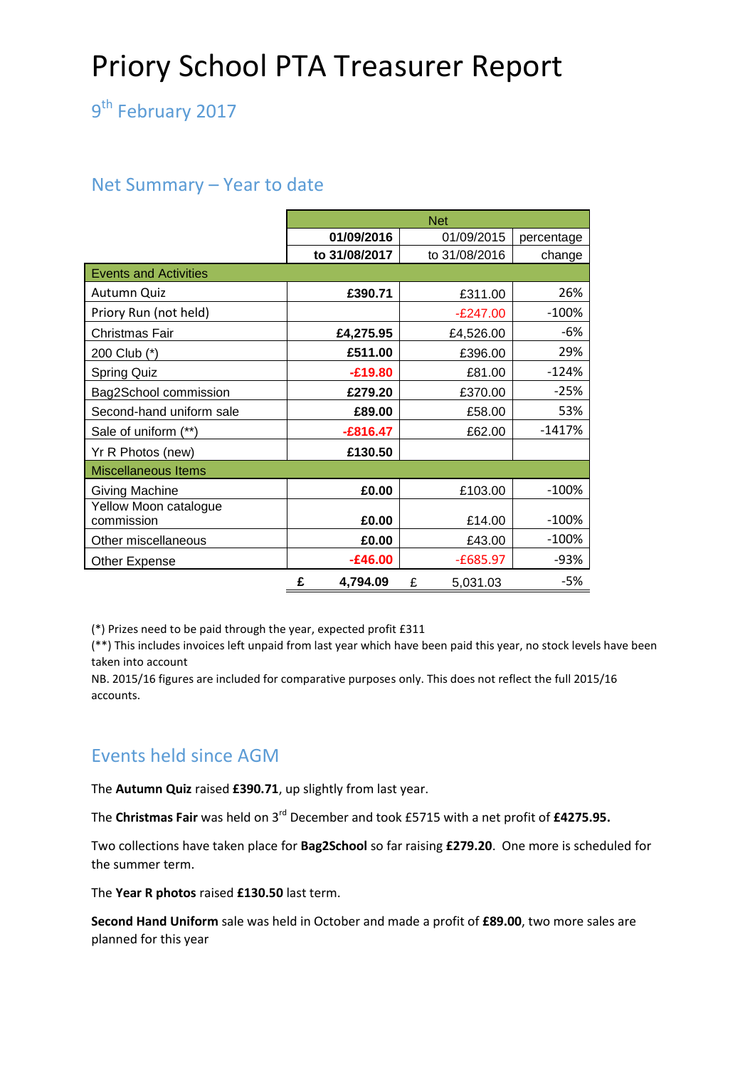# Priory School PTA Treasurer Report

## 9th February 2017

## Net Summary – Year to date

| | Net | | |
|---|---|---|---|
| | **01/09/2016 to 31/08/2017** | 01/09/2015 to 31/08/2016 | percentage change |
| **Events and Activities** | | | |
| Autumn Quiz | **£390.71** | £311.00 | 26% |
| Priory Run (not held) | | -£247.00 | -100% |
| Christmas Fair | **£4,275.95** | £4,526.00 | -6% |
| 200 Club (*) | **£511.00** | £396.00 | 29% |
| Spring Quiz | **-£19.80** | £81.00 | -124% |
| Bag2School commission | **£279.20** | £370.00 | -25% |
| Second-hand uniform sale | **£89.00** | £58.00 | 53% |
| Sale of uniform (**) | **-£816.47** | £62.00 | -1417% |
| Yr R Photos (new) | **£130.50** | | |
| **Miscellaneous Items** | | | |
| Giving Machine | **£0.00** | £103.00 | -100% |
| Yellow Moon catalogue commission | **£0.00** | £14.00 | -100% |
| Other miscellaneous | **£0.00** | £43.00 | -100% |
| Other Expense | **-£46.00** | -£685.97 | -93% |
| | **£ 4,794.09** | £ 5,031.03 | -5% |

(*) Prizes need to be paid through the year, expected profit £311

(**) This includes invoices left unpaid from last year which have been paid this year, no stock levels have been taken into account

NB. 2015/16 figures are included for comparative purposes only. This does not reflect the full 2015/16 accounts.

## Events held since AGM

The **Autumn Quiz** raised **£390.71**, up slightly from last year.

The **Christmas Fair** was held on 3rd December and took £5715 with a net profit of **£4275.95.**

Two collections have taken place for **Bag2School** so far raising **£279.20**. One more is scheduled for the summer term.

The **Year R photos** raised **£130.50** last term.

**Second Hand Uniform** sale was held in October and made a profit of **£89.00**, two more sales are planned for this year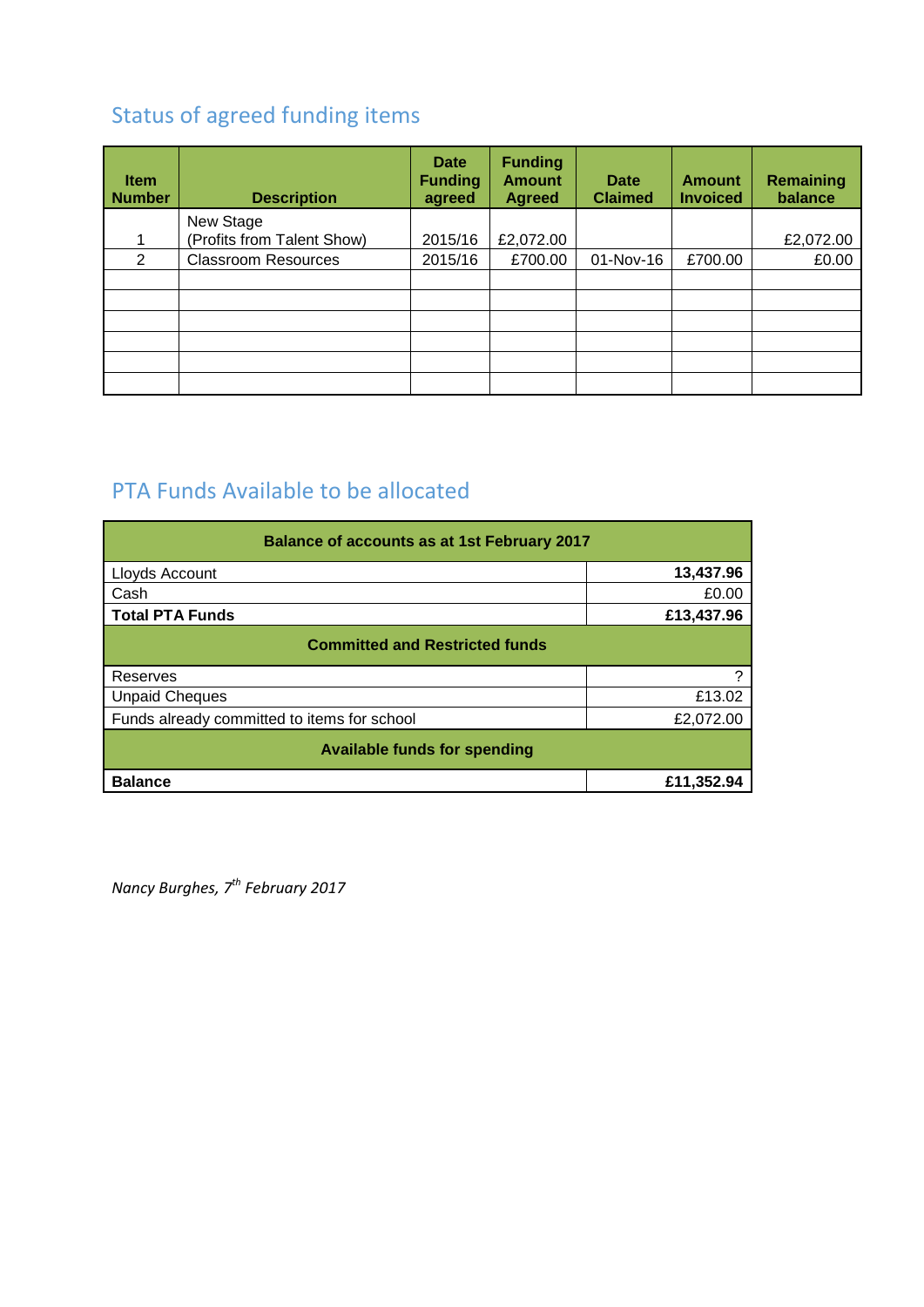## Status of agreed funding items

| Item Number | Description | Date Funding agreed | Funding Amount Agreed | Date Claimed | Amount Invoiced | Remaining balance |
|---|---|---|---|---|---|---|
| 1 | New Stage (Profits from Talent Show) | 2015/16 | £2,072.00 | | | £2,072.00 |
| 2 | Classroom Resources | 2015/16 | £700.00 | 01-Nov-16 | £700.00 | £0.00 |
| | | | | | | |
| | | | | | | |
| | | | | | | |
| | | | | | | |
| | | | | | | |
| | | | | | | |

## PTA Funds Available to be allocated

| **Balance of accounts as at 1st February 2017** | |
|---|---|
| Lloyds Account | **13,437.96** |
| Cash | £0.00 |
| **Total PTA Funds** | **£13,437.96** |
| **Committed and Restricted funds** | |
| Reserves | ? |
| Unpaid Cheques | £13.02 |
| Funds already committed to items for school | £2,072.00 |
| **Available funds for spending** | |
| **Balance** | **£11,352.94** |

*Nancy Burghes, 7th February 2017*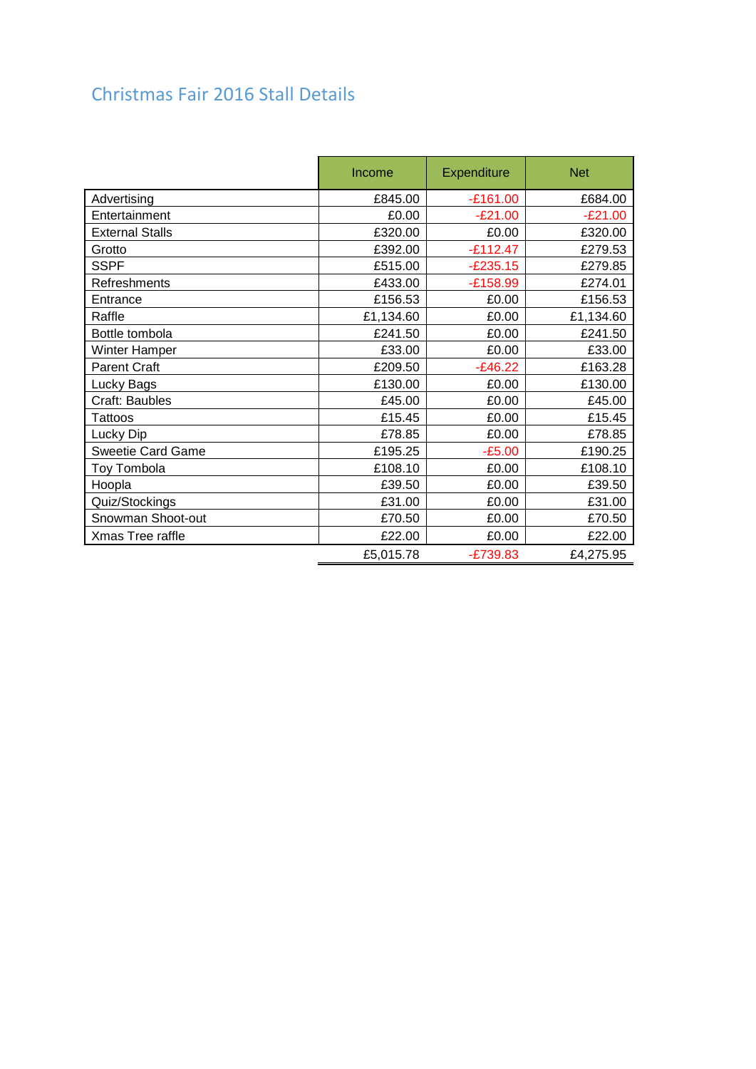# Christmas Fair 2016 Stall Details

| | Income | Expenditure | Net |
|---|---|---|---|
| Advertising | £845.00 | -£161.00 | £684.00 |
| Entertainment | £0.00 | -£21.00 | -£21.00 |
| External Stalls | £320.00 | £0.00 | £320.00 |
| Grotto | £392.00 | -£112.47 | £279.53 |
| SSPF | £515.00 | -£235.15 | £279.85 |
| Refreshments | £433.00 | -£158.99 | £274.01 |
| Entrance | £156.53 | £0.00 | £156.53 |
| Raffle | £1,134.60 | £0.00 | £1,134.60 |
| Bottle tombola | £241.50 | £0.00 | £241.50 |
| Winter Hamper | £33.00 | £0.00 | £33.00 |
| Parent Craft | £209.50 | -£46.22 | £163.28 |
| Lucky Bags | £130.00 | £0.00 | £130.00 |
| Craft: Baubles | £45.00 | £0.00 | £45.00 |
| Tattoos | £15.45 | £0.00 | £15.45 |
| Lucky Dip | £78.85 | £0.00 | £78.85 |
| Sweetie Card Game | £195.25 | -£5.00 | £190.25 |
| Toy Tombola | £108.10 | £0.00 | £108.10 |
| Hoopla | £39.50 | £0.00 | £39.50 |
| Quiz/Stockings | £31.00 | £0.00 | £31.00 |
| Snowman Shoot-out | £70.50 | £0.00 | £70.50 |
| Xmas Tree raffle | £22.00 | £0.00 | £22.00 |
| | £5,015.78 | -£739.83 | £4,275.95 |